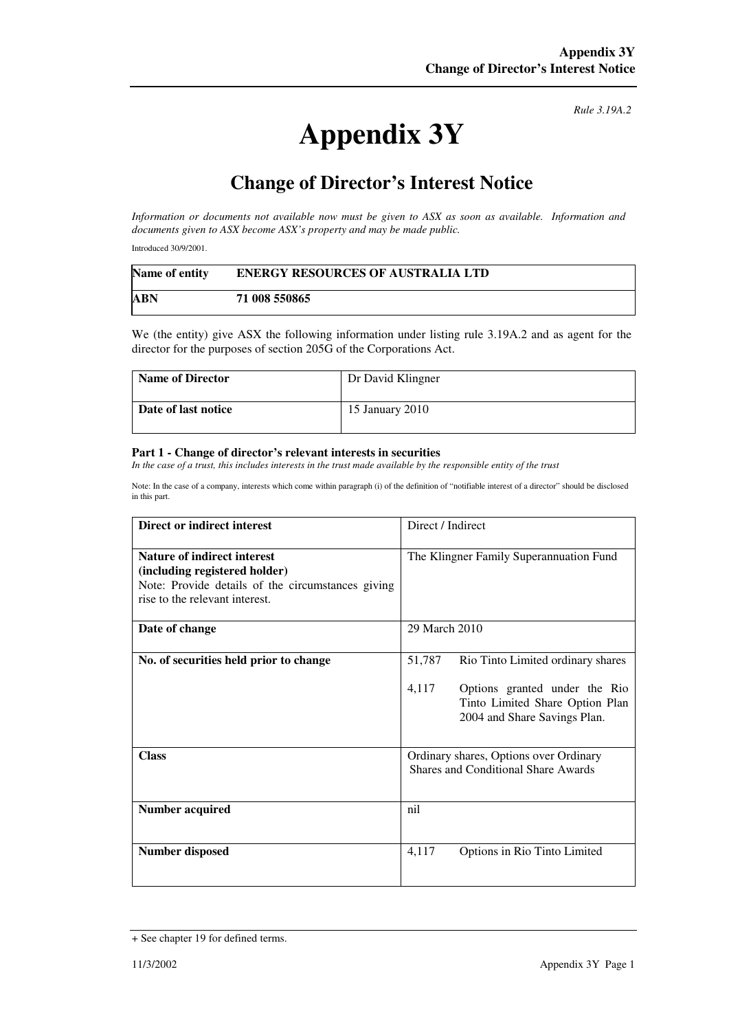*Rule 3.19A.2*

# Appendix 3Y

## Change of Director's Interest Notice

*Information or documents not available now must be given to ASX as soon as available. Information and documents given to ASX become ASX's property and may be made public.*

Introduced 30/9/2001.

| Name of entity | ENERGY RESOURCES OF AUSTRALIA LTD |
|---|---|
| ABN | 71 008 550865 |

We (the entity) give ASX the following information under listing rule 3.19A.2 and as agent for the director for the purposes of section 205G of the Corporations Act.

| Name of Director | Dr David Klingner |
|---|---|
| Date of last notice | 15 January 2010 |

### Part 1 - Change of director's relevant interests in securities

*In the case of a trust, this includes interests in the trust made available by the responsible entity of the trust*

Note: In the case of a company, interests which come within paragraph (i) of the definition of "notifiable interest of a director" should be disclosed in this part.

| Direct or indirect interest | Direct / Indirect |
|---|---|
| **Nature of indirect interest (including registered holder)** Note: Provide details of the circumstances giving rise to the relevant interest. | The Klingner Family Superannuation Fund |
| **Date of change** | 29 March 2010 |
| **No. of securities held prior to change** | 51,787 Rio Tinto Limited ordinary shares<br>4,117 Options granted under the Rio Tinto Limited Share Option Plan 2004 and Share Savings Plan. |
| **Class** | Ordinary shares, Options over Ordinary Shares and Conditional Share Awards |
| **Number acquired** | nil |
| **Number disposed** | 4,117 Options in Rio Tinto Limited |

+ See chapter 19 for defined terms.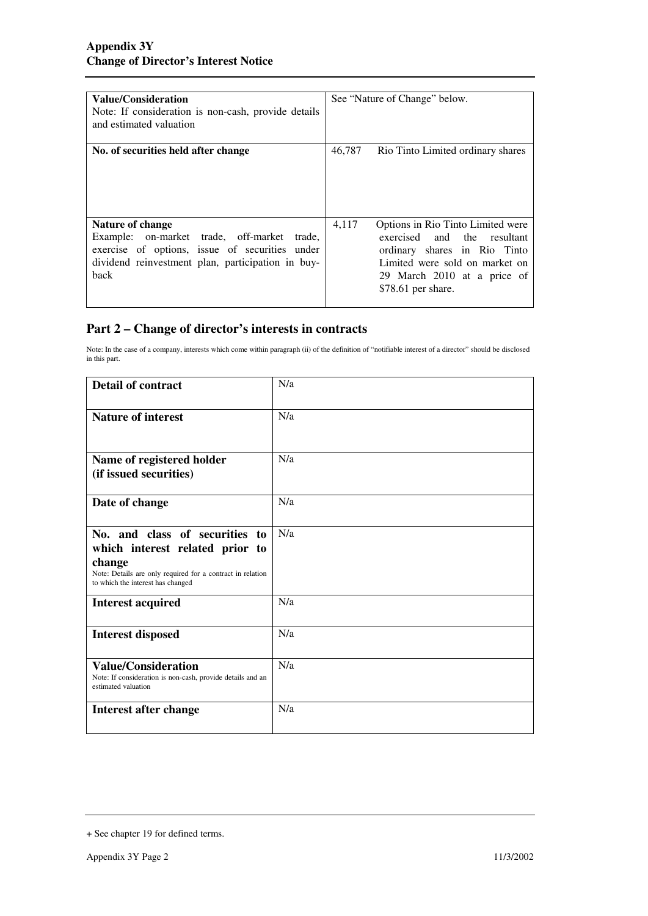| | |
|---|---|
| **Value/Consideration**<br>Note: If consideration is non-cash, provide details and estimated valuation | See "Nature of Change" below. |
| **No. of securities held after change** | 46,787 Rio Tinto Limited ordinary shares |
| **Nature of change**<br>Example: on-market trade, off-market trade, exercise of options, issue of securities under dividend reinvestment plan, participation in buy-back | 4,117 Options in Rio Tinto Limited were exercised and the resultant ordinary shares in Rio Tinto Limited were sold on market on 29 March 2010 at a price of $78.61 per share. |

## Part 2 – Change of director's interests in contracts

Note: In the case of a company, interests which come within paragraph (ii) of the definition of "notifiable interest of a director" should be disclosed in this part.

| | |
|---|---|
| **Detail of contract** | N/a |
| **Nature of interest** | N/a |
| **Name of registered holder (if issued securities)** | N/a |
| **Date of change** | N/a |
| **No. and class of securities to which interest related prior to change**<br>Note: Details are only required for a contract in relation to which the interest has changed | N/a |
| **Interest acquired** | N/a |
| **Interest disposed** | N/a |
| **Value/Consideration**<br>Note: If consideration is non-cash, provide details and an estimated valuation | N/a |
| **Interest after change** | N/a |

+ See chapter 19 for defined terms.